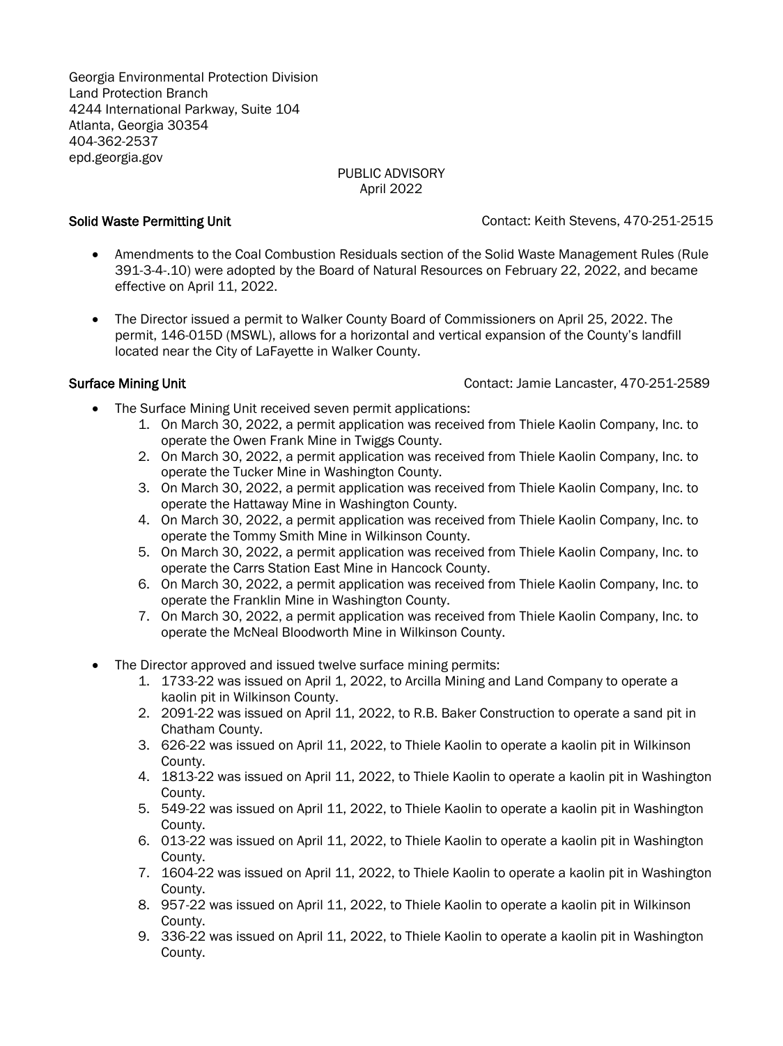Georgia Environmental Protection Division
Land Protection Branch
4244 International Parkway, Suite 104
Atlanta, Georgia 30354
404-362-2537
epd.georgia.gov

PUBLIC ADVISORY
April 2022

**Solid Waste Permitting Unit** Contact: Keith Stevens, 470-251-2515

- Amendments to the Coal Combustion Residuals section of the Solid Waste Management Rules (Rule 391-3-4-.10) were adopted by the Board of Natural Resources on February 22, 2022, and became effective on April 11, 2022.

- The Director issued a permit to Walker County Board of Commissioners on April 25, 2022. The permit, 146-015D (MSWL), allows for a horizontal and vertical expansion of the County's landfill located near the City of LaFayette in Walker County.

**Surface Mining Unit** Contact: Jamie Lancaster, 470-251-2589

- The Surface Mining Unit received seven permit applications:
  1. On March 30, 2022, a permit application was received from Thiele Kaolin Company, Inc. to operate the Owen Frank Mine in Twiggs County.
  2. On March 30, 2022, a permit application was received from Thiele Kaolin Company, Inc. to operate the Tucker Mine in Washington County.
  3. On March 30, 2022, a permit application was received from Thiele Kaolin Company, Inc. to operate the Hattaway Mine in Washington County.
  4. On March 30, 2022, a permit application was received from Thiele Kaolin Company, Inc. to operate the Tommy Smith Mine in Wilkinson County.
  5. On March 30, 2022, a permit application was received from Thiele Kaolin Company, Inc. to operate the Carrs Station East Mine in Hancock County.
  6. On March 30, 2022, a permit application was received from Thiele Kaolin Company, Inc. to operate the Franklin Mine in Washington County.
  7. On March 30, 2022, a permit application was received from Thiele Kaolin Company, Inc. to operate the McNeal Bloodworth Mine in Wilkinson County.

- The Director approved and issued twelve surface mining permits:
  1. 1733-22 was issued on April 1, 2022, to Arcilla Mining and Land Company to operate a kaolin pit in Wilkinson County.
  2. 2091-22 was issued on April 11, 2022, to R.B. Baker Construction to operate a sand pit in Chatham County.
  3. 626-22 was issued on April 11, 2022, to Thiele Kaolin to operate a kaolin pit in Wilkinson County.
  4. 1813-22 was issued on April 11, 2022, to Thiele Kaolin to operate a kaolin pit in Washington County.
  5. 549-22 was issued on April 11, 2022, to Thiele Kaolin to operate a kaolin pit in Washington County.
  6. 013-22 was issued on April 11, 2022, to Thiele Kaolin to operate a kaolin pit in Washington County.
  7. 1604-22 was issued on April 11, 2022, to Thiele Kaolin to operate a kaolin pit in Washington County.
  8. 957-22 was issued on April 11, 2022, to Thiele Kaolin to operate a kaolin pit in Wilkinson County.
  9. 336-22 was issued on April 11, 2022, to Thiele Kaolin to operate a kaolin pit in Washington County.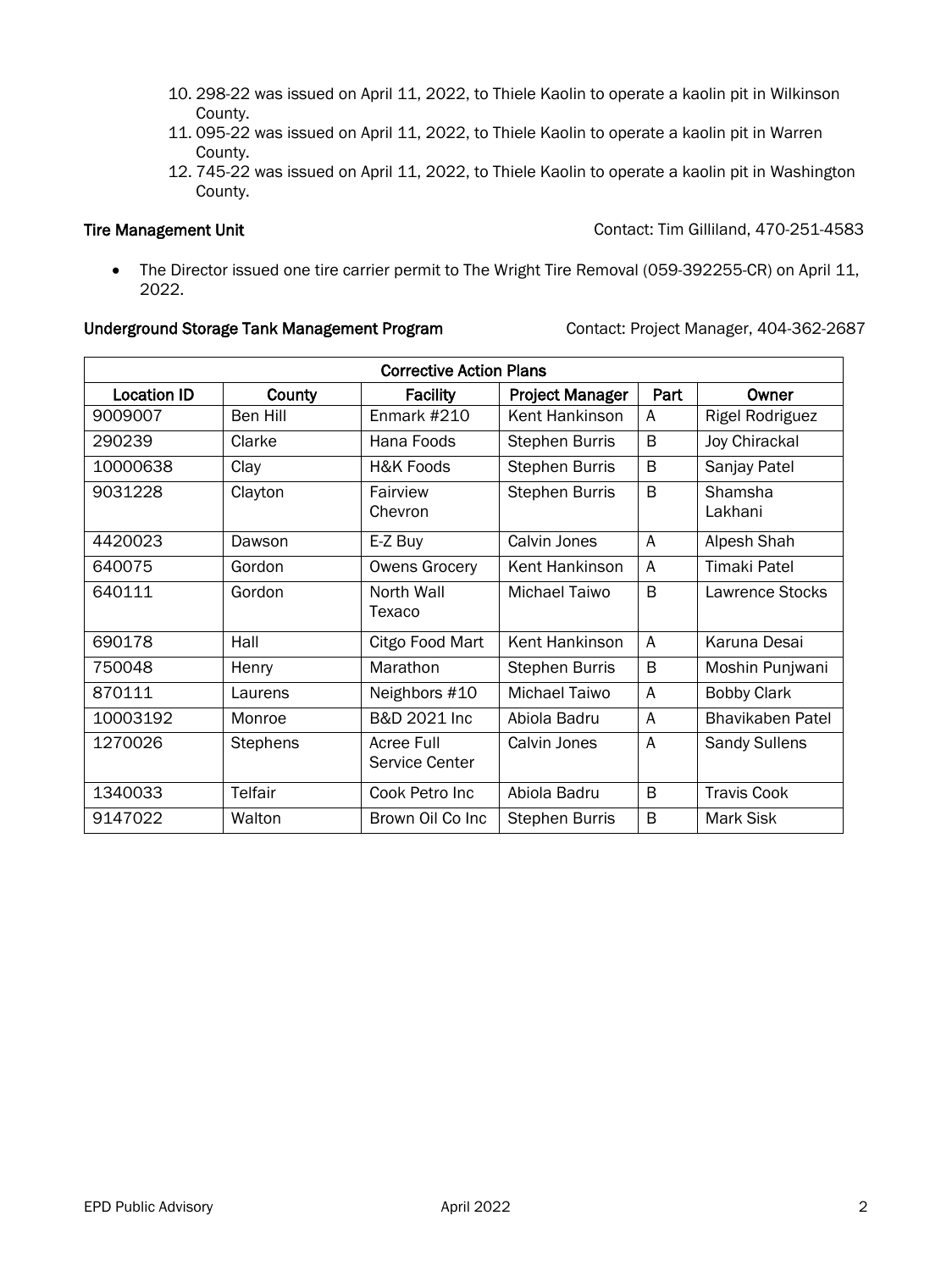10. 298-22 was issued on April 11, 2022, to Thiele Kaolin to operate a kaolin pit in Wilkinson County.
11. 095-22 was issued on April 11, 2022, to Thiele Kaolin to operate a kaolin pit in Warren County.
12. 745-22 was issued on April 11, 2022, to Thiele Kaolin to operate a kaolin pit in Washington County.

**Tire Management Unit** Contact: Tim Gilliland, 470-251-4583

- The Director issued one tire carrier permit to The Wright Tire Removal (059-392255-CR) on April 11, 2022.

**Underground Storage Tank Management Program** Contact: Project Manager, 404-362-2687

| Corrective Action Plans | | | | | |
|---|---|---|---|---|---|
| **Location ID** | **County** | **Facility** | **Project Manager** | **Part** | **Owner** |
| 9009007 | Ben Hill | Enmark #210 | Kent Hankinson | A | Rigel Rodriguez |
| 290239 | Clarke | Hana Foods | Stephen Burris | B | Joy Chirackal |
| 10000638 | Clay | H&K Foods | Stephen Burris | B | Sanjay Patel |
| 9031228 | Clayton | Fairview Chevron | Stephen Burris | B | Shamsha Lakhani |
| 4420023 | Dawson | E-Z Buy | Calvin Jones | A | Alpesh Shah |
| 640075 | Gordon | Owens Grocery | Kent Hankinson | A | Timaki Patel |
| 640111 | Gordon | North Wall Texaco | Michael Taiwo | B | Lawrence Stocks |
| 690178 | Hall | Citgo Food Mart | Kent Hankinson | A | Karuna Desai |
| 750048 | Henry | Marathon | Stephen Burris | B | Moshin Punjwani |
| 870111 | Laurens | Neighbors #10 | Michael Taiwo | A | Bobby Clark |
| 10003192 | Monroe | B&D 2021 Inc | Abiola Badru | A | Bhavikaben Patel |
| 1270026 | Stephens | Acree Full Service Center | Calvin Jones | A | Sandy Sullens |
| 1340033 | Telfair | Cook Petro Inc | Abiola Badru | B | Travis Cook |
| 9147022 | Walton | Brown Oil Co Inc | Stephen Burris | B | Mark Sisk |